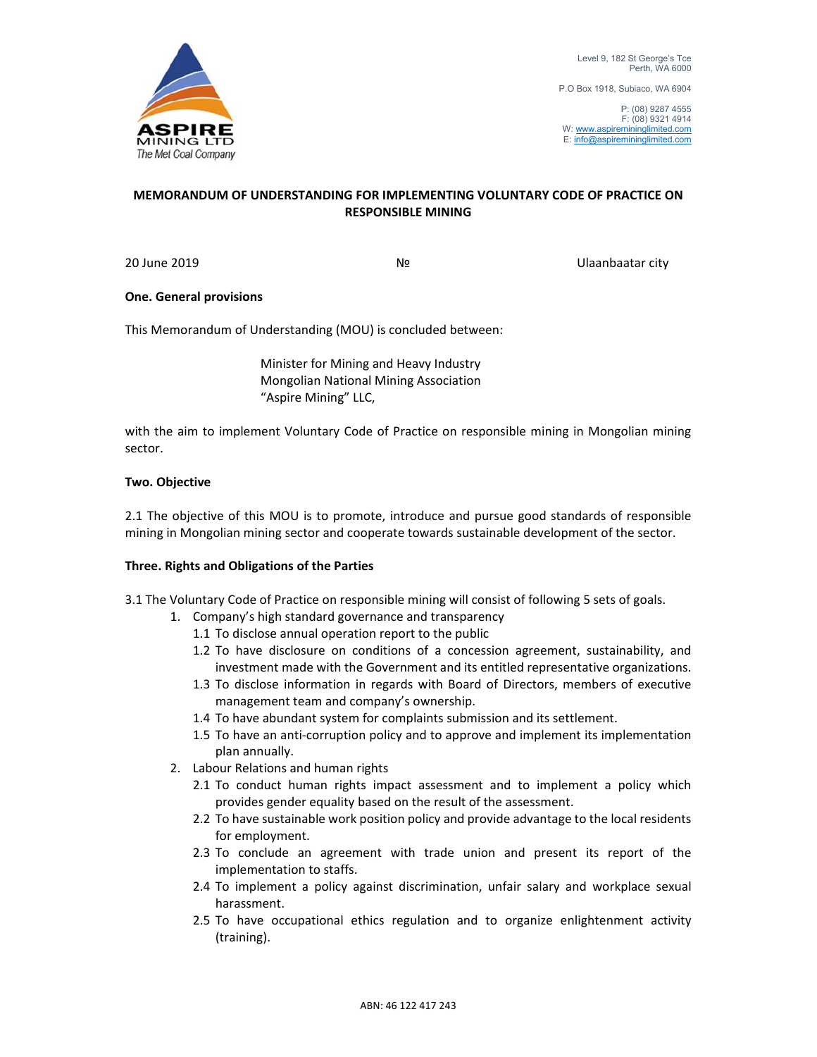Level 9, 182 St George's Tce
Perth, WA 6000

P.O Box 1918, Subiaco, WA 6904

P: (08) 9287 4555
F: (08) 9321 4914
W: www.aspiremininglimited.com
E: info@aspiremininglimited.com

**MEMORANDUM OF UNDERSTANDING FOR IMPLEMENTING VOLUNTARY CODE OF PRACTICE ON RESPONSIBLE MINING**

20 June 2019 №　Ulaanbaatar city

**One. General provisions**

This Memorandum of Understanding (MOU) is concluded between:

Minister for Mining and Heavy Industry
Mongolian National Mining Association
"Aspire Mining" LLC,

with the aim to implement Voluntary Code of Practice on responsible mining in Mongolian mining sector.

**Two. Objective**

2.1 The objective of this MOU is to promote, introduce and pursue good standards of responsible mining in Mongolian mining sector and cooperate towards sustainable development of the sector.

**Three. Rights and Obligations of the Parties**

3.1 The Voluntary Code of Practice on responsible mining will consist of following 5 sets of goals.

1. Company's high standard governance and transparency
   - 1.1 To disclose annual operation report to the public
   - 1.2 To have disclosure on conditions of a concession agreement, sustainability, and investment made with the Government and its entitled representative organizations.
   - 1.3 To disclose information in regards with Board of Directors, members of executive management team and company's ownership.
   - 1.4 To have abundant system for complaints submission and its settlement.
   - 1.5 To have an anti-corruption policy and to approve and implement its implementation plan annually.
2. Labour Relations and human rights
   - 2.1 To conduct human rights impact assessment and to implement a policy which provides gender equality based on the result of the assessment.
   - 2.2 To have sustainable work position policy and provide advantage to the local residents for employment.
   - 2.3 To conclude an agreement with trade union and present its report of the implementation to staffs.
   - 2.4 To implement a policy against discrimination, unfair salary and workplace sexual harassment.
   - 2.5 To have occupational ethics regulation and to organize enlightenment activity (training).

ABN: 46 122 417 243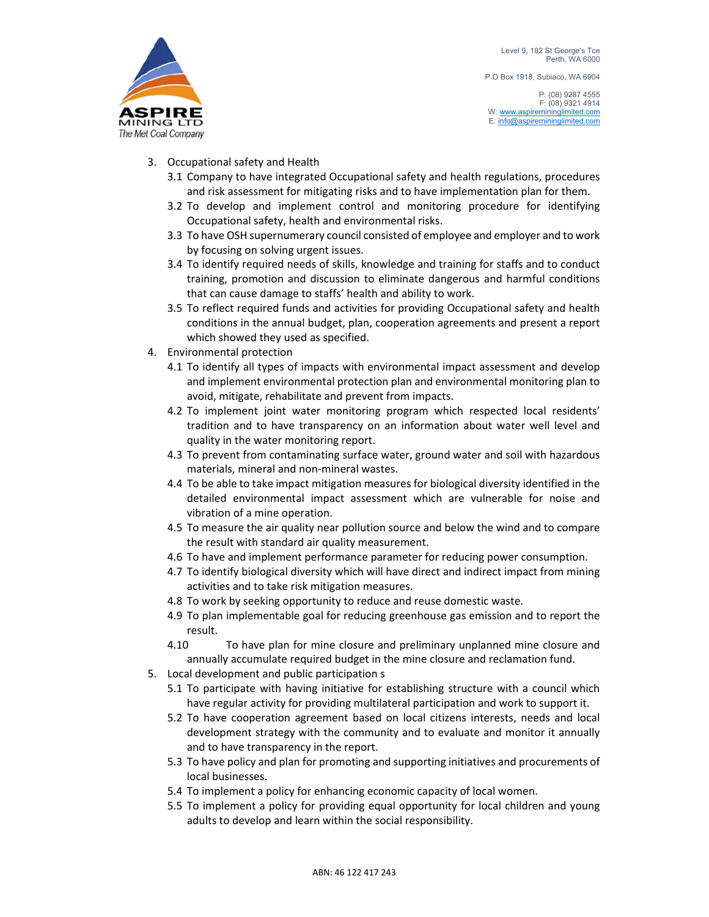3. Occupational safety and Health
    3.1 Company to have integrated Occupational safety and health regulations, procedures and risk assessment for mitigating risks and to have implementation plan for them.
    3.2 To develop and implement control and monitoring procedure for identifying Occupational safety, health and environmental risks.
    3.3 To have OSH supernumerary council consisted of employee and employer and to work by focusing on solving urgent issues.
    3.4 To identify required needs of skills, knowledge and training for staffs and to conduct training, promotion and discussion to eliminate dangerous and harmful conditions that can cause damage to staffs' health and ability to work.
    3.5 To reflect required funds and activities for providing Occupational safety and health conditions in the annual budget, plan, cooperation agreements and present a report which showed they used as specified.
4. Environmental protection
    4.1 To identify all types of impacts with environmental impact assessment and develop and implement environmental protection plan and environmental monitoring plan to avoid, mitigate, rehabilitate and prevent from impacts.
    4.2 To implement joint water monitoring program which respected local residents' tradition and to have transparency on an information about water well level and quality in the water monitoring report.
    4.3 To prevent from contaminating surface water, ground water and soil with hazardous materials, mineral and non-mineral wastes.
    4.4 To be able to take impact mitigation measures for biological diversity identified in the detailed environmental impact assessment which are vulnerable for noise and vibration of a mine operation.
    4.5 To measure the air quality near pollution source and below the wind and to compare the result with standard air quality measurement.
    4.6 To have and implement performance parameter for reducing power consumption.
    4.7 To identify biological diversity which will have direct and indirect impact from mining activities and to take risk mitigation measures.
    4.8 To work by seeking opportunity to reduce and reuse domestic waste.
    4.9 To plan implementable goal for reducing greenhouse gas emission and to report the result.
    4.10 To have plan for mine closure and preliminary unplanned mine closure and annually accumulate required budget in the mine closure and reclamation fund.
5. Local development and public participation s
    5.1 To participate with having initiative for establishing structure with a council which have regular activity for providing multilateral participation and work to support it.
    5.2 To have cooperation agreement based on local citizens interests, needs and local development strategy with the community and to evaluate and monitor it annually and to have transparency in the report.
    5.3 To have policy and plan for promoting and supporting initiatives and procurements of local businesses.
    5.4 To implement a policy for enhancing economic capacity of local women.
    5.5 To implement a policy for providing equal opportunity for local children and young adults to develop and learn within the social responsibility.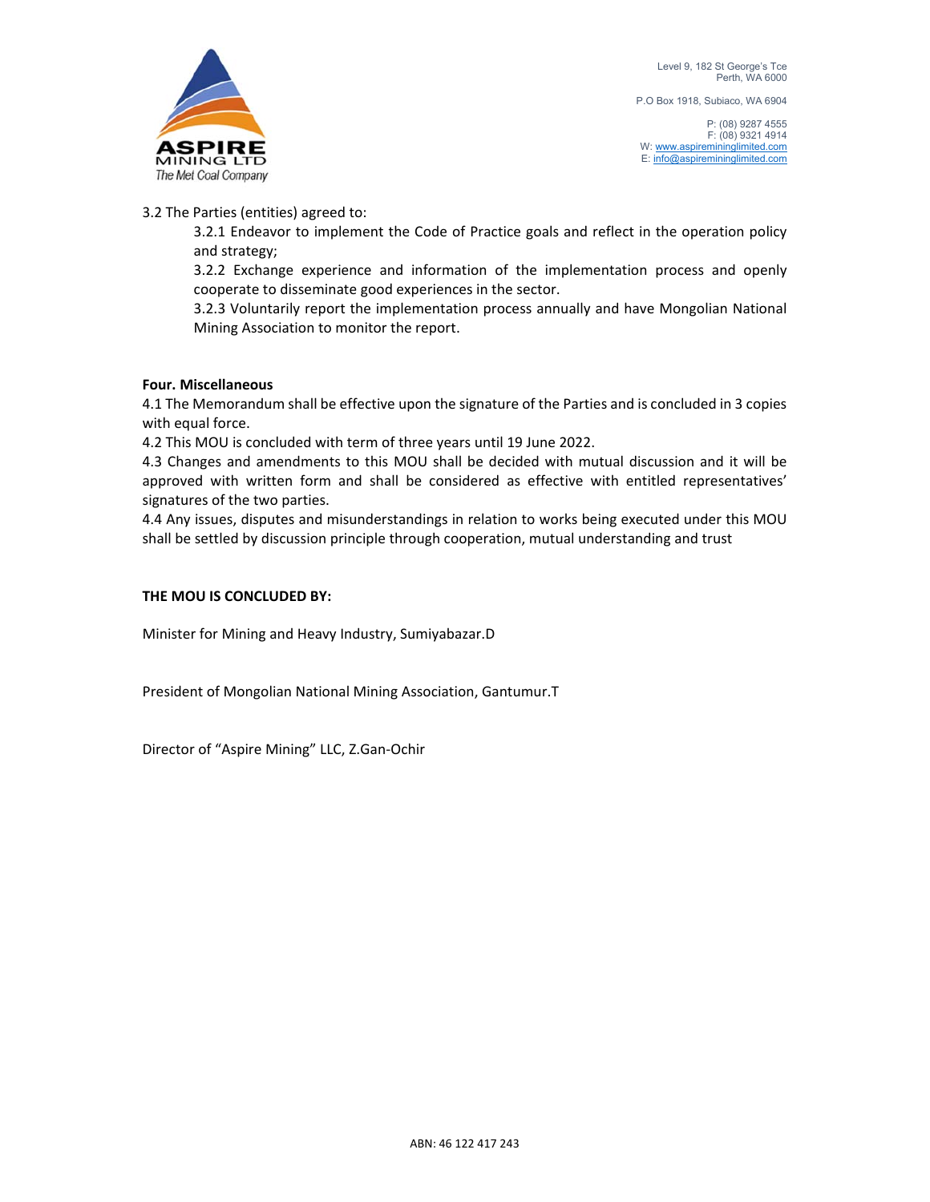3.2 The Parties (entities) agreed to:

3.2.1 Endeavor to implement the Code of Practice goals and reflect in the operation policy and strategy;

3.2.2 Exchange experience and information of the implementation process and openly cooperate to disseminate good experiences in the sector.

3.2.3 Voluntarily report the implementation process annually and have Mongolian National Mining Association to monitor the report.

**Four. Miscellaneous**

4.1 The Memorandum shall be effective upon the signature of the Parties and is concluded in 3 copies with equal force.

4.2 This MOU is concluded with term of three years until 19 June 2022.

4.3 Changes and amendments to this MOU shall be decided with mutual discussion and it will be approved with written form and shall be considered as effective with entitled representatives' signatures of the two parties.

4.4 Any issues, disputes and misunderstandings in relation to works being executed under this MOU shall be settled by discussion principle through cooperation, mutual understanding and trust

**THE MOU IS CONCLUDED BY:**

Minister for Mining and Heavy Industry, Sumiyabazar.D

President of Mongolian National Mining Association, Gantumur.T

Director of "Aspire Mining" LLC, Z.Gan-Ochir